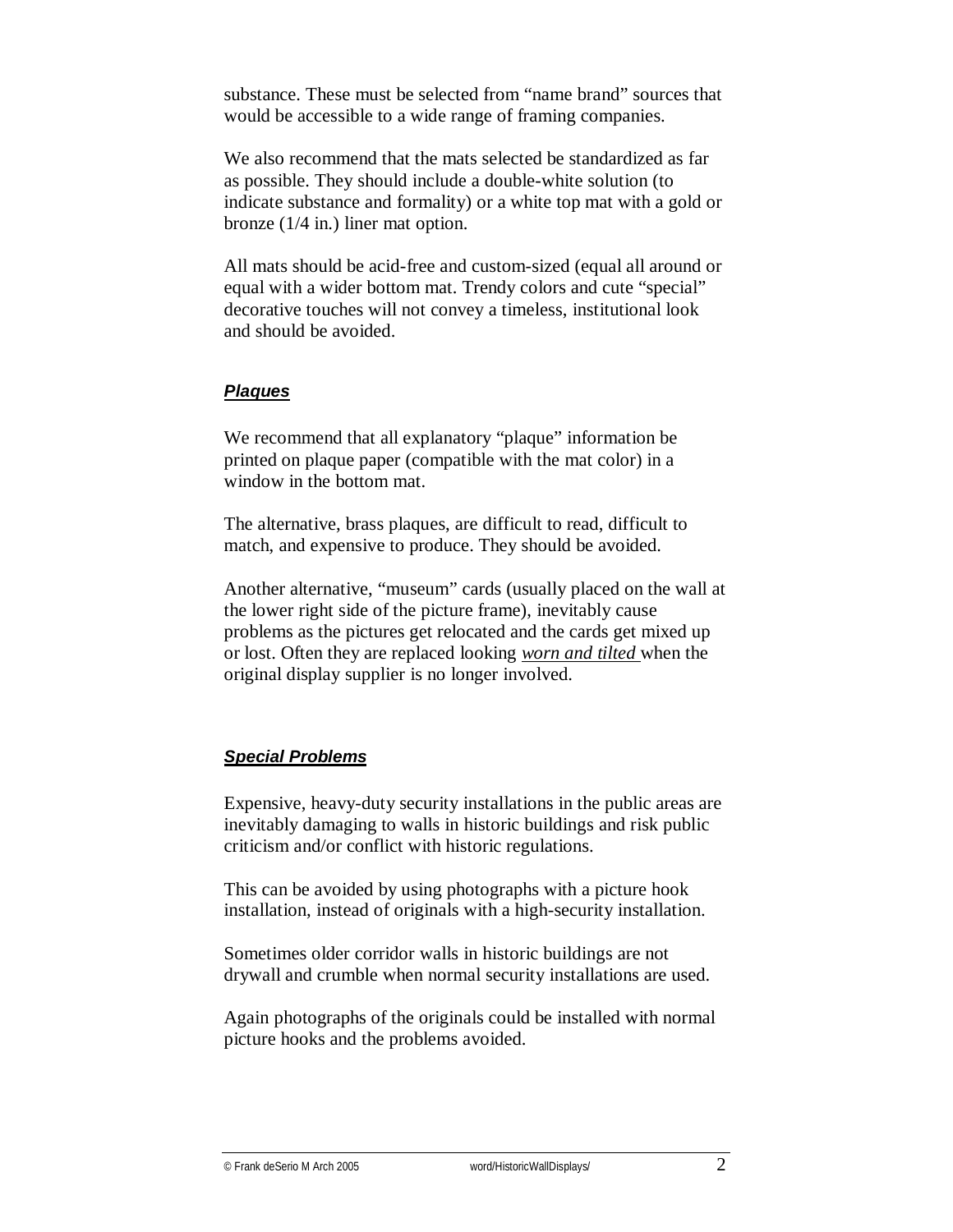substance. These must be selected from "name brand" sources that would be accessible to a wide range of framing companies.

We also recommend that the mats selected be standardized as far as possible. They should include a double-white solution (to indicate substance and formality) or a white top mat with a gold or bronze (1/4 in.) liner mat option.

All mats should be acid-free and custom-sized (equal all around or equal with a wider bottom mat. Trendy colors and cute "special" decorative touches will not convey a timeless, institutional look and should be avoided.

### ***Plaques***

We recommend that all explanatory "plaque" information be printed on plaque paper (compatible with the mat color) in a window in the bottom mat.

The alternative, brass plaques, are difficult to read, difficult to match, and expensive to produce. They should be avoided.

Another alternative, "museum" cards (usually placed on the wall at the lower right side of the picture frame), inevitably cause problems as the pictures get relocated and the cards get mixed up or lost. Often they are replaced looking ***worn and tilted*** when the original display supplier is no longer involved.

### ***Special Problems***

Expensive, heavy-duty security installations in the public areas are inevitably damaging to walls in historic buildings and risk public criticism and/or conflict with historic regulations.

This can be avoided by using photographs with a picture hook installation, instead of originals with a high-security installation.

Sometimes older corridor walls in historic buildings are not drywall and crumble when normal security installations are used.

Again photographs of the originals could be installed with normal picture hooks and the problems avoided.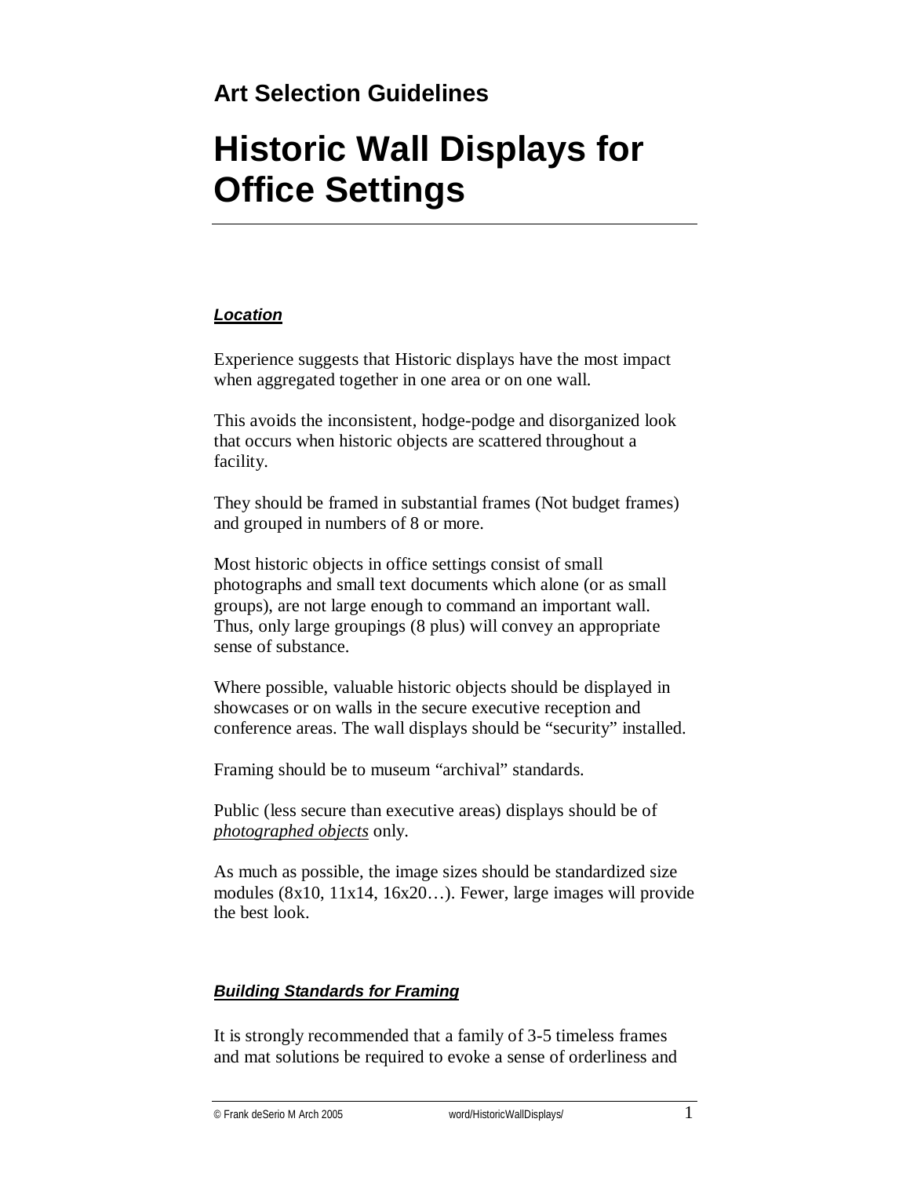## Art Selection Guidelines

# Historic Wall Displays for Office Settings

---

***Location***

Experience suggests that Historic displays have the most impact when aggregated together in one area or on one wall.

This avoids the inconsistent, hodge-podge and disorganized look that occurs when historic objects are scattered throughout a facility.

They should be framed in substantial frames (Not budget frames) and grouped in numbers of 8 or more.

Most historic objects in office settings consist of small photographs and small text documents which alone (or as small groups), are not large enough to command an important wall. Thus, only large groupings (8 plus) will convey an appropriate sense of substance.

Where possible, valuable historic objects should be displayed in showcases or on walls in the secure executive reception and conference areas. The wall displays should be "security" installed.

Framing should be to museum "archival" standards.

Public (less secure than executive areas) displays should be of *photographed objects* only.

As much as possible, the image sizes should be standardized size modules (8x10, 11x14, 16x20…). Fewer, large images will provide the best look.

***Building Standards for Framing***

It is strongly recommended that a family of 3-5 timeless frames and mat solutions be required to evoke a sense of orderliness and